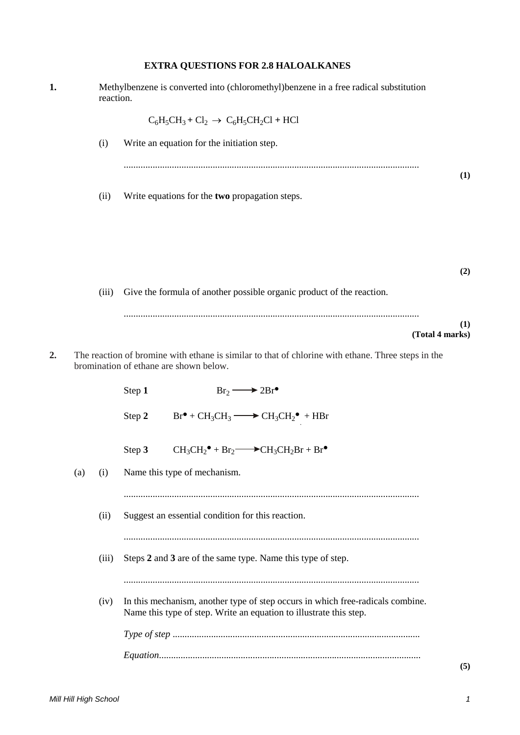# EXTRA QUESTIONS FOR 2.8 HALOALKANES

**1.** Methylbenzene is converted into (chloromethyl)benzene in a free radical substitution reaction.

$$C_6H_5CH_3 + Cl_2 \rightarrow C_6H_5CH_2Cl + HCl$$

(i) Write an equation for the initiation step.

.........................................................................................................................

**(1)**

(ii) Write equations for the **two** propagation steps.

**(2)**

(iii) Give the formula of another possible organic product of the reaction.

.........................................................................................................................

**(1)**
**(Total 4 marks)**

**2.** The reaction of bromine with ethane is similar to that of chlorine with ethane. Three steps in the bromination of ethane are shown below.

Step **1** $Br_2 \longrightarrow 2Br^\bullet$

Step **2** $Br^\bullet + CH_3CH_3 \longrightarrow CH_3CH_2^\bullet + HBr$

Step **3** $CH_3CH_2^\bullet + Br_2 \longrightarrow CH_3CH_2Br + Br^\bullet$

(a) (i) Name this type of mechanism.

.........................................................................................................................

(ii) Suggest an essential condition for this reaction.

.........................................................................................................................

(iii) Steps **2** and **3** are of the same type. Name this type of step.

.........................................................................................................................

(iv) In this mechanism, another type of step occurs in which free-radicals combine. Name this type of step. Write an equation to illustrate this step.

*Type of step* ......................................................................................................

*Equation*............................................................................................................

**(5)**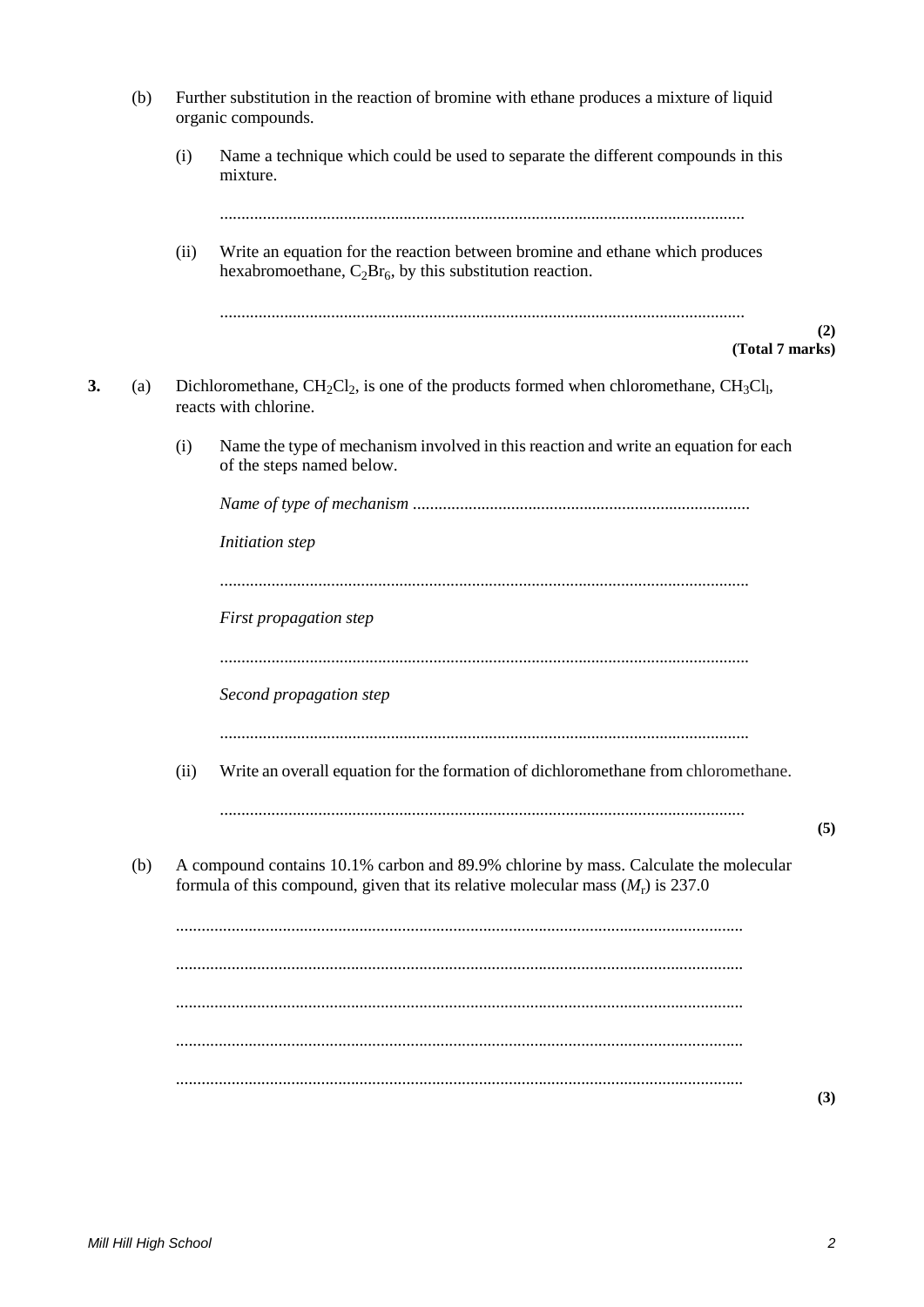(b) Further substitution in the reaction of bromine with ethane produces a mixture of liquid organic compounds.

(i) Name a technique which could be used to separate the different compounds in this mixture.

.......................................................................................................................

(ii) Write an equation for the reaction between bromine and ethane which produces hexabromoethane, $C_2Br_6$, by this substitution reaction.

.......................................................................................................................

**(2)**
**(Total 7 marks)**

**3.** (a) Dichloromethane, $CH_2Cl_2$, is one of the products formed when chloromethane, $CH_3Cl_l$, reacts with chlorine.

(i) Name the type of mechanism involved in this reaction and write an equation for each of the steps named below.

*Name of type of mechanism* ..............................................................................

*Initiation step*

.......................................................................................................................

*First propagation step*

.......................................................................................................................

*Second propagation step*

.......................................................................................................................

(ii) Write an overall equation for the formation of dichloromethane from chloromethane.

.......................................................................................................................

**(5)**

(b) A compound contains 10.1% carbon and 89.9% chlorine by mass. Calculate the molecular formula of this compound, given that its relative molecular mass ($M_r$) is 237.0

.......................................................................................................................

.......................................................................................................................

.......................................................................................................................

.......................................................................................................................

.......................................................................................................................

**(3)**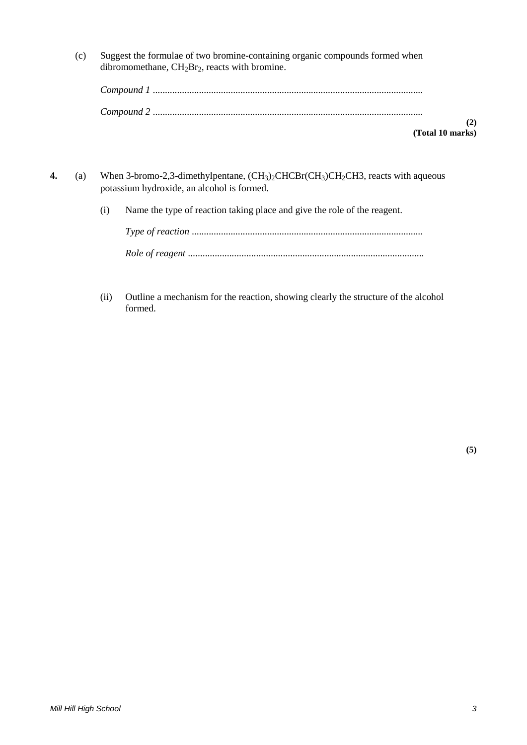(c) Suggest the formulae of two bromine-containing organic compounds formed when dibromomethane, $CH_2Br_2$, reacts with bromine.

*Compound 1* ..............................................................................................................

*Compound 2* ..............................................................................................................

**(2)**
**(Total 10 marks)**

**4.** (a) When 3-bromo-2,3-dimethylpentane, $(CH_3)_2CHCBr(CH_3)CH_2CH3$, reacts with aqueous potassium hydroxide, an alcohol is formed.

(i) Name the type of reaction taking place and give the role of the reagent.

*Type of reaction* ..............................................................................................

*Role of reagent* .................................................................................................

(ii) Outline a mechanism for the reaction, showing clearly the structure of the alcohol formed.

**(5)**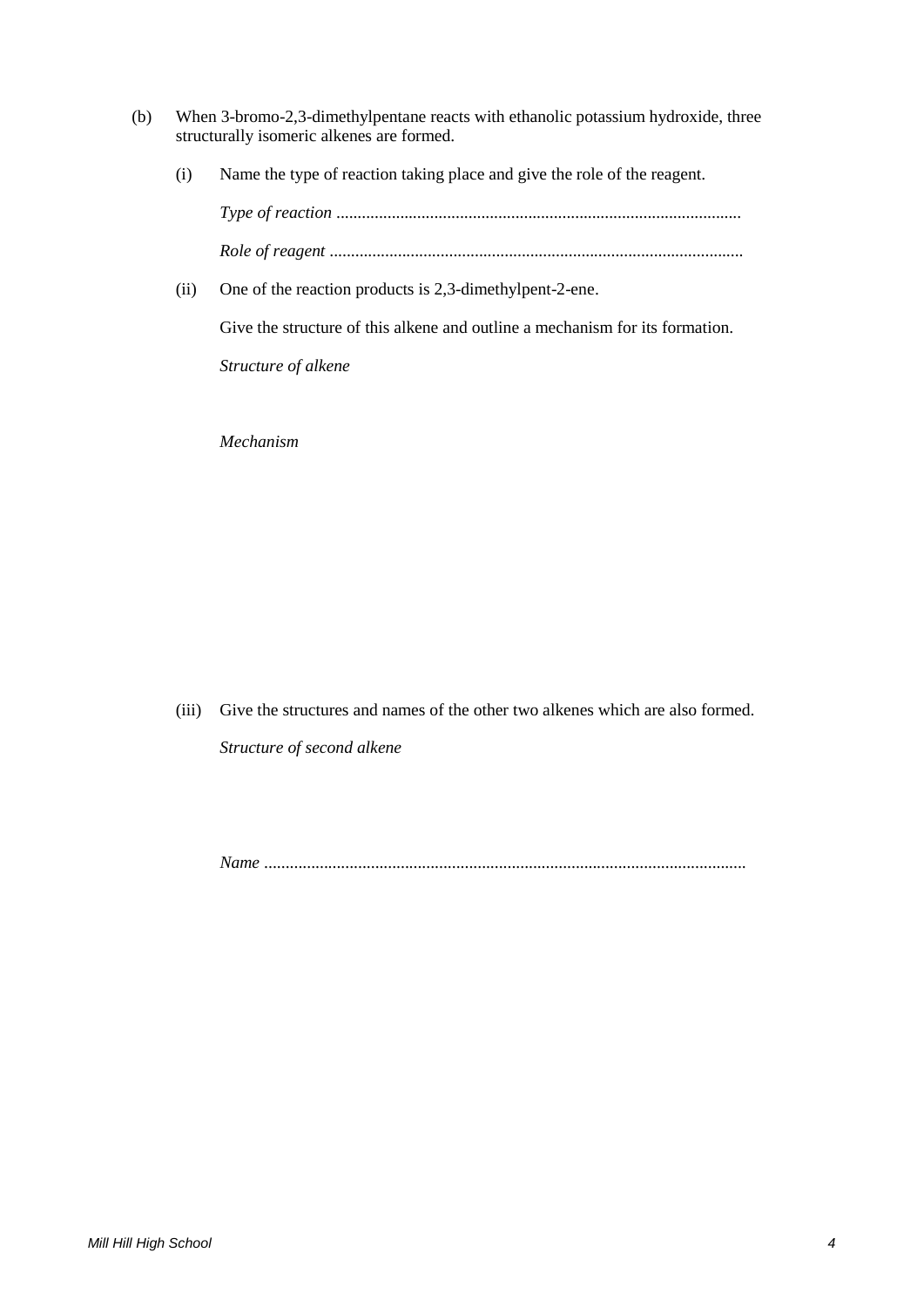(b) When 3-bromo-2,3-dimethylpentane reacts with ethanolic potassium hydroxide, three structurally isomeric alkenes are formed.

(i) Name the type of reaction taking place and give the role of the reagent.

*Type of reaction* ..............................................................................................

*Role of reagent* ................................................................................................

(ii) One of the reaction products is 2,3-dimethylpent-2-ene.

Give the structure of this alkene and outline a mechanism for its formation.

*Structure of alkene*

*Mechanism*

(iii) Give the structures and names of the other two alkenes which are also formed.

*Structure of second alkene*

*Name* ................................................................................................................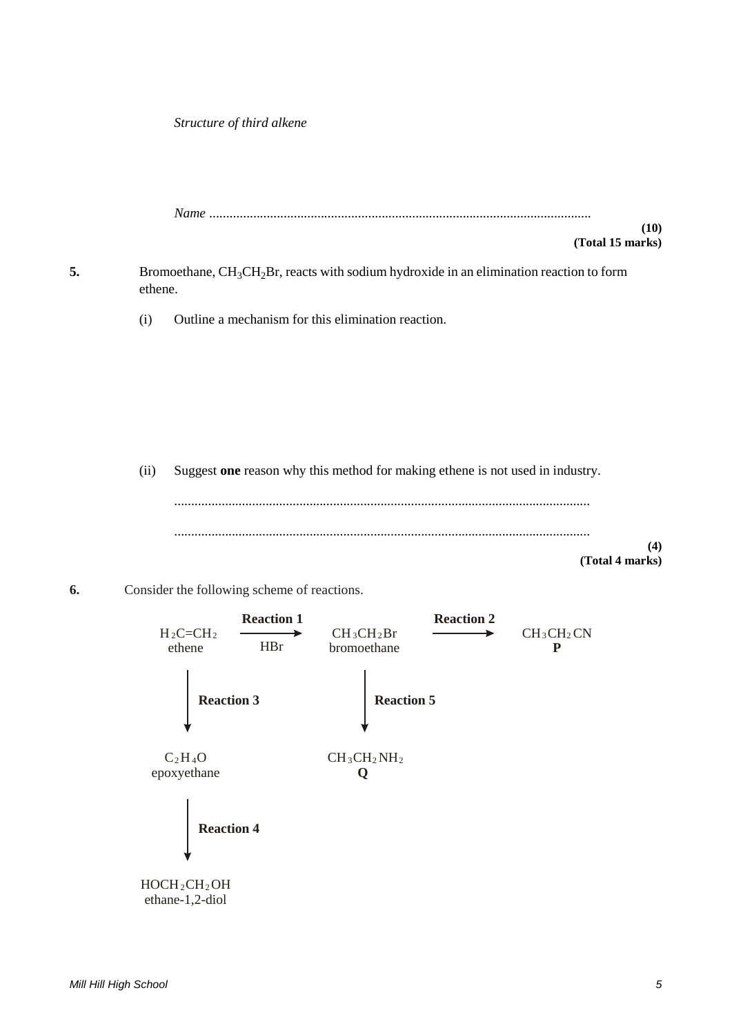*Structure of third alkene*

*Name* ...............................................................................................................

**(10)**
**(Total 15 marks)**

**5.** Bromoethane, $CH_3CH_2Br$, reacts with sodium hydroxide in an elimination reaction to form ethene.

(i) Outline a mechanism for this elimination reaction.

(ii) Suggest **one** reason why this method for making ethene is not used in industry.

.........................................................................................................................

.........................................................................................................................

**(4)**
**(Total 4 marks)**

**6.** Consider the following scheme of reactions.

$H_2C{=}CH_2$ (ethene) —**Reaction 1** (HBr)→ $CH_3CH_2Br$ (bromoethane) —**Reaction 2**→ $CH_3CH_2CN$ **P**

$H_2C{=}CH_2$ (ethene) —**Reaction 3**→ $C_2H_4O$ (epoxyethane) —**Reaction 4**→ $HOCH_2CH_2OH$ (ethane-1,2-diol)

$CH_3CH_2Br$ (bromoethane) —**Reaction 5**→ $CH_3CH_2NH_2$ **Q**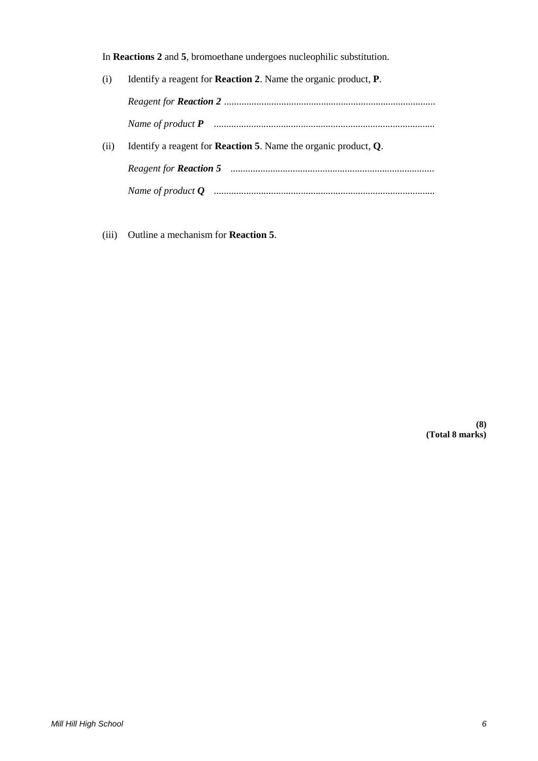In **Reactions 2** and **5**, bromoethane undergoes nucleophilic substitution.

(i) Identify a reagent for **Reaction 2**. Name the organic product, **P**.

*Reagent for **Reaction 2*** ....................................................................................

*Name of product **P*** ........................................................................................

(ii) Identify a reagent for **Reaction 5**. Name the organic product, **Q**.

*Reagent for **Reaction 5*** .................................................................................

*Name of product **Q*** ........................................................................................

(iii) Outline a mechanism for **Reaction 5**.

**(8)**
**(Total 8 marks)**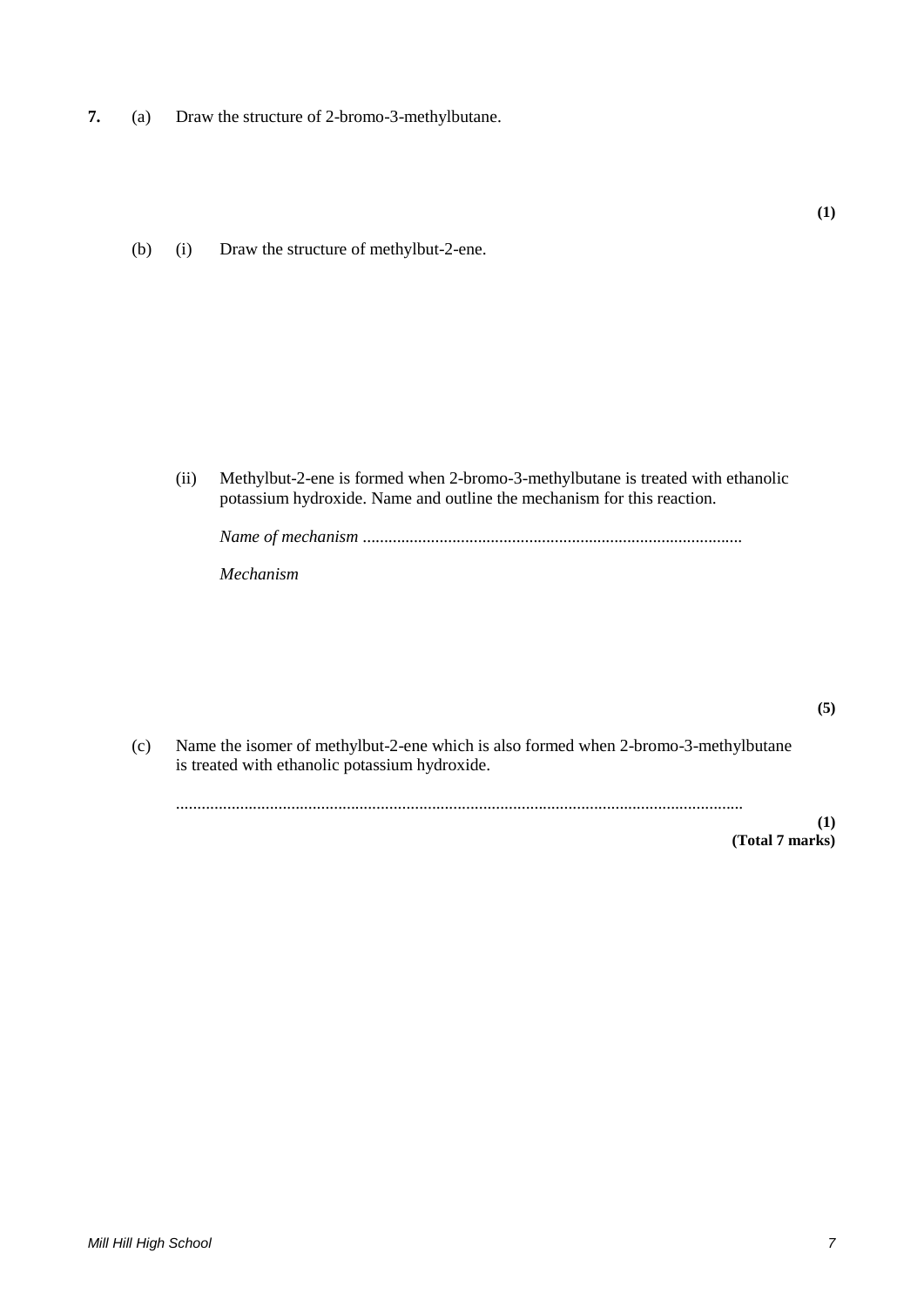**7.** (a) Draw the structure of 2-bromo-3-methylbutane.

**(1)**

(b) (i) Draw the structure of methylbut-2-ene.

(ii) Methylbut-2-ene is formed when 2-bromo-3-methylbutane is treated with ethanolic potassium hydroxide. Name and outline the mechanism for this reaction.

*Name of mechanism* ........................................................................................

*Mechanism*

**(5)**

(c) Name the isomer of methylbut-2-ene which is also formed when 2-bromo-3-methylbutane is treated with ethanolic potassium hydroxide.

...................................................................................................................................

**(1)**

**(Total 7 marks)**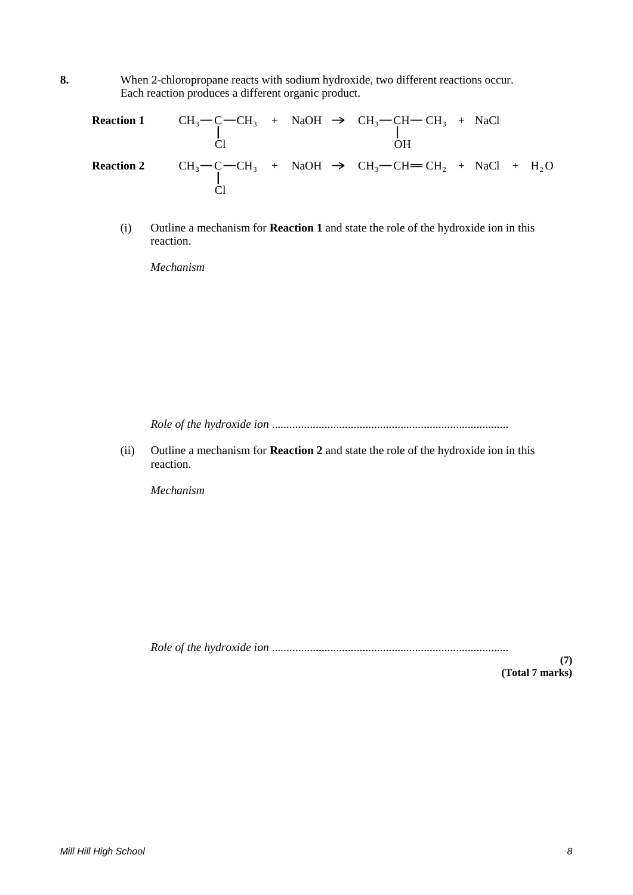**8.** When 2-chloropropane reacts with sodium hydroxide, two different reactions occur. Each reaction produces a different organic product.

**Reaction 1**

$$CH_3-\underset{\displaystyle Cl}{\underset{|}{C}}-CH_3 \;+\; NaOH \;\rightarrow\; CH_3-\underset{\displaystyle OH}{\underset{|}{CH}}-CH_3 \;+\; NaCl$$

**Reaction 2**

$$CH_3-\underset{\displaystyle Cl}{\underset{|}{C}}-CH_3 \;+\; NaOH \;\rightarrow\; CH_3-CH=CH_2 \;+\; NaCl \;+\; H_2O$$

(i) Outline a mechanism for **Reaction 1** and state the role of the hydroxide ion in this reaction.

*Mechanism*

*Role of the hydroxide ion* ................................................................................

(ii) Outline a mechanism for **Reaction 2** and state the role of the hydroxide ion in this reaction.

*Mechanism*

*Role of the hydroxide ion* ................................................................................

**(7)**
**(Total 7 marks)**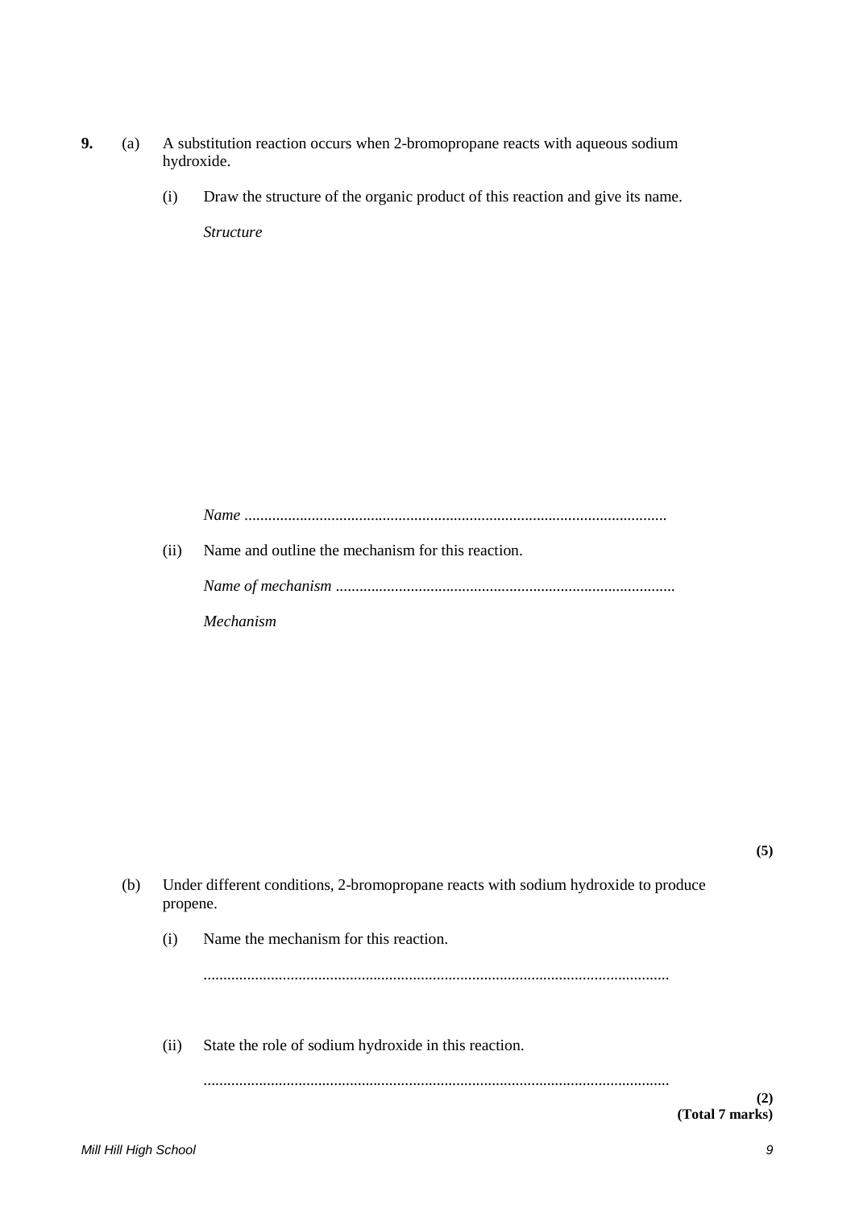**9.** (a) A substitution reaction occurs when 2-bromopropane reacts with aqueous sodium hydroxide.

(i) Draw the structure of the organic product of this reaction and give its name.

*Structure*

*Name* ..........................................................................................................

(ii) Name and outline the mechanism for this reaction.

*Name of mechanism* .....................................................................................

*Mechanism*

**(5)**

(b) Under different conditions, 2-bromopropane reacts with sodium hydroxide to produce propene.

(i) Name the mechanism for this reaction.

.....................................................................................................................

(ii) State the role of sodium hydroxide in this reaction.

.....................................................................................................................

**(2)**
**(Total 7 marks)**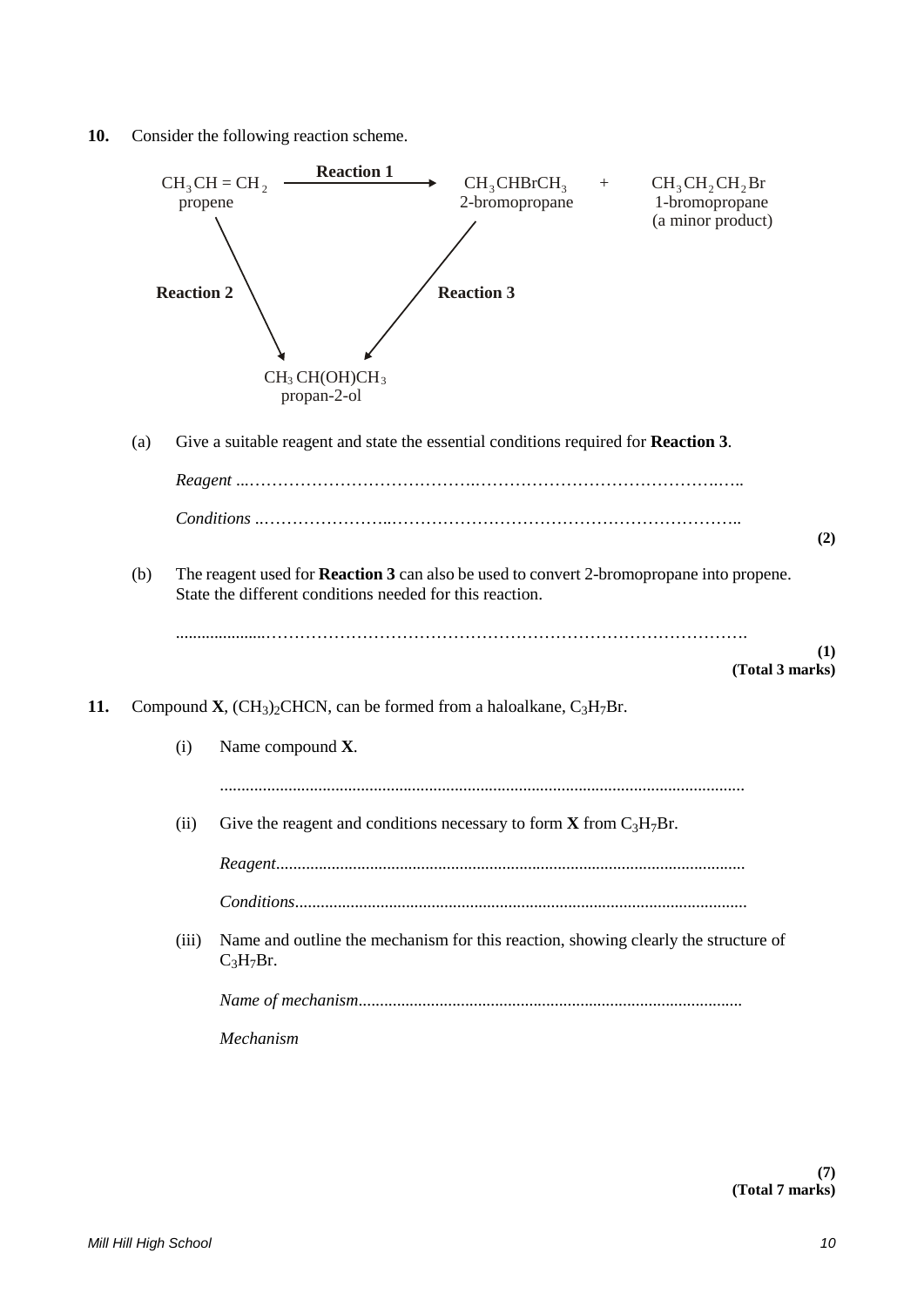**10.** Consider the following reaction scheme.

$CH_3CH = CH_2$ (propene) —**Reaction 1**→ $CH_3CHBrCH_3$ (2-bromopropane) + $CH_3CH_2CH_2Br$ (1-bromopropane, a minor product)

$CH_3CH = CH_2$ (propene) —**Reaction 2**→ $CH_3CH(OH)CH_3$ (propan-2-ol)

$CH_3CHBrCH_3$ (2-bromopropane) —**Reaction 3**→ $CH_3CH(OH)CH_3$ (propan-2-ol)

(a) Give a suitable reagent and state the essential conditions required for **Reaction 3**.

*Reagent* ..........................................................................................

*Conditions* ..........................................................................................

**(2)**

(b) The reagent used for **Reaction 3** can also be used to convert 2-bromopropane into propene. State the different conditions needed for this reaction.

..........................................................................................

**(1)**
**(Total 3 marks)**

**11.** Compound **X**, $(CH_3)_2CHCN$, can be formed from a haloalkane, $C_3H_7Br$.

(i) Name compound **X**.

..........................................................................................

(ii) Give the reagent and conditions necessary to form **X** from $C_3H_7Br$.

*Reagent*..........................................................................................

*Conditions*..........................................................................................

(iii) Name and outline the mechanism for this reaction, showing clearly the structure of $C_3H_7Br$.

*Name of mechanism*..........................................................................................

*Mechanism*

**(7)**
**(Total 7 marks)**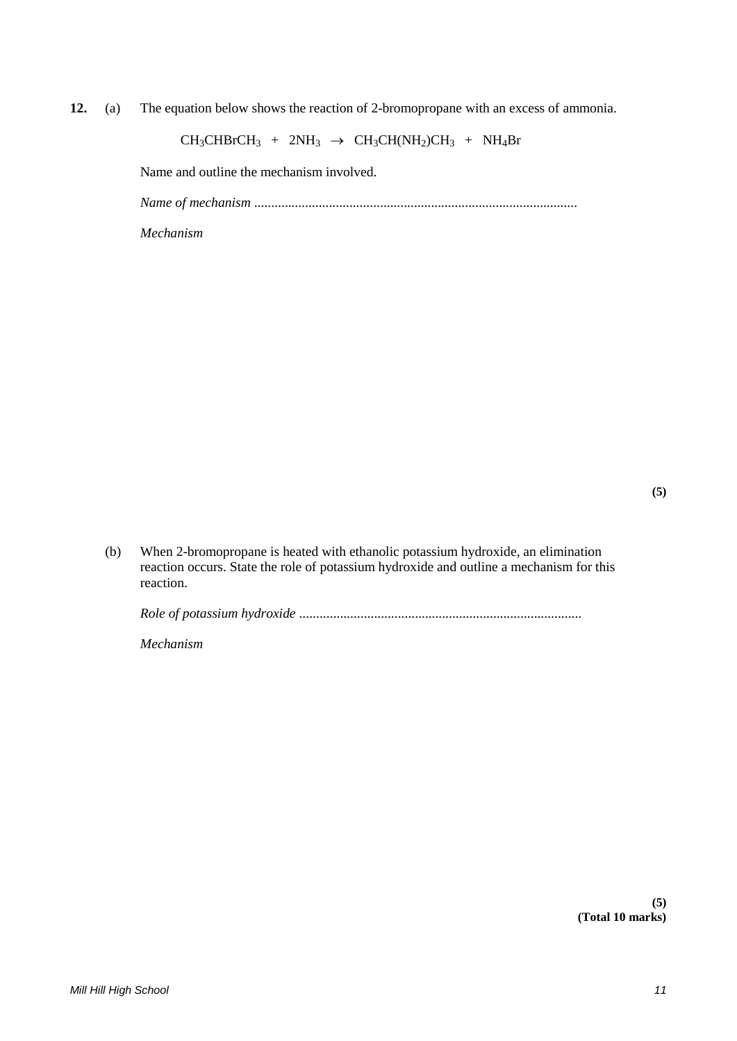**12.** (a) The equation below shows the reaction of 2-bromopropane with an excess of ammonia.

$$CH_3CHBrCH_3 \; + \; 2NH_3 \; \rightarrow \; CH_3CH(NH_2)CH_3 \; + \; NH_4Br$$

Name and outline the mechanism involved.

*Name of mechanism* ..............................................................................................

*Mechanism*

**(5)**

(b) When 2-bromopropane is heated with ethanolic potassium hydroxide, an elimination reaction occurs. State the role of potassium hydroxide and outline a mechanism for this reaction.

*Role of potassium hydroxide* ..................................................................................

*Mechanism*

**(5)**
**(Total 10 marks)**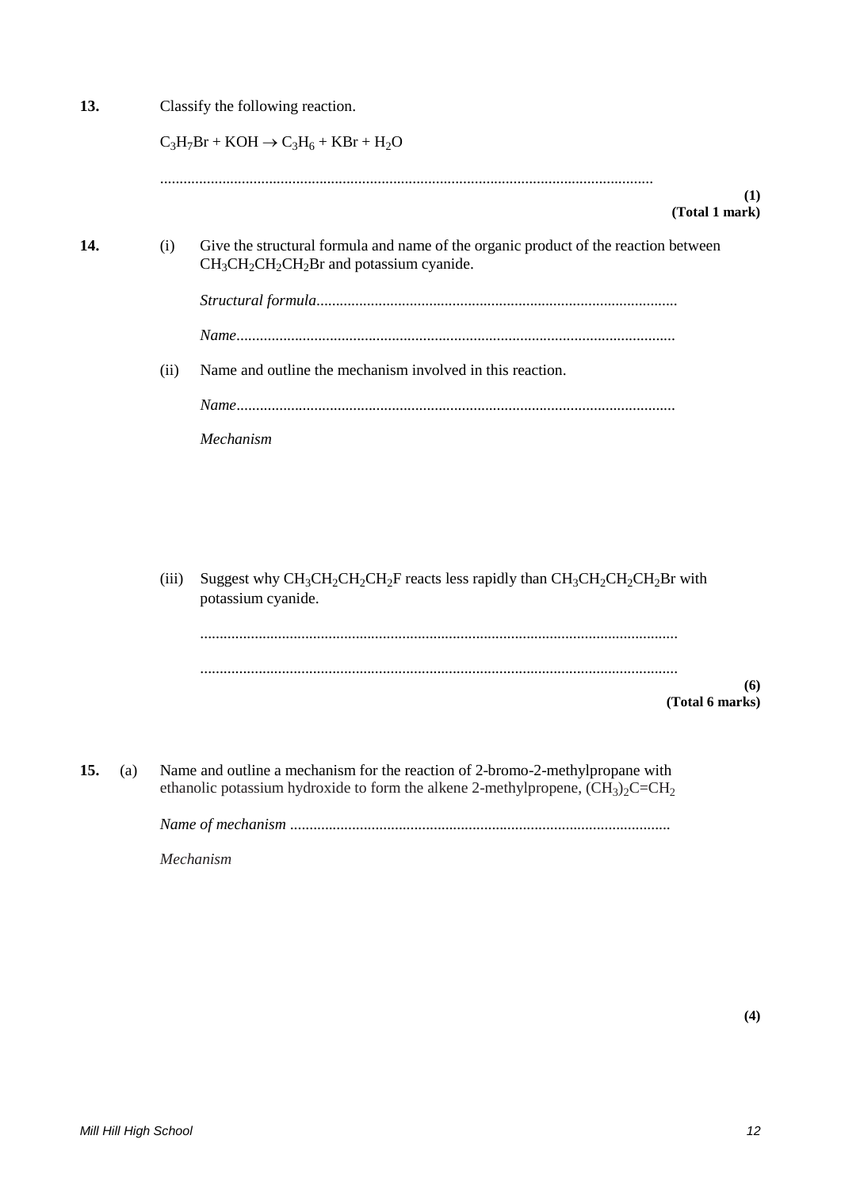**13.** Classify the following reaction.

$C_3H_7Br + KOH \rightarrow C_3H_6 + KBr + H_2O$

..............................................................................................................................

**(1)**
**(Total 1 mark)**

**14.** (i) Give the structural formula and name of the organic product of the reaction between $CH_3CH_2CH_2CH_2Br$ and potassium cyanide.

*Structural formula*............................................................................................

*Name*................................................................................................................

(ii) Name and outline the mechanism involved in this reaction.

*Name*................................................................................................................

*Mechanism*

(iii) Suggest why $CH_3CH_2CH_2CH_2F$ reacts less rapidly than $CH_3CH_2CH_2CH_2Br$ with potassium cyanide.

.........................................................................................................................

.........................................................................................................................

**(6)**
**(Total 6 marks)**

**15.** (a) Name and outline a mechanism for the reaction of 2-bromo-2-methylpropane with ethanolic potassium hydroxide to form the alkene 2-methylpropene, $(CH_3)_2C{=}CH_2$

*Name of mechanism* .................................................................................................

*Mechanism*

**(4)**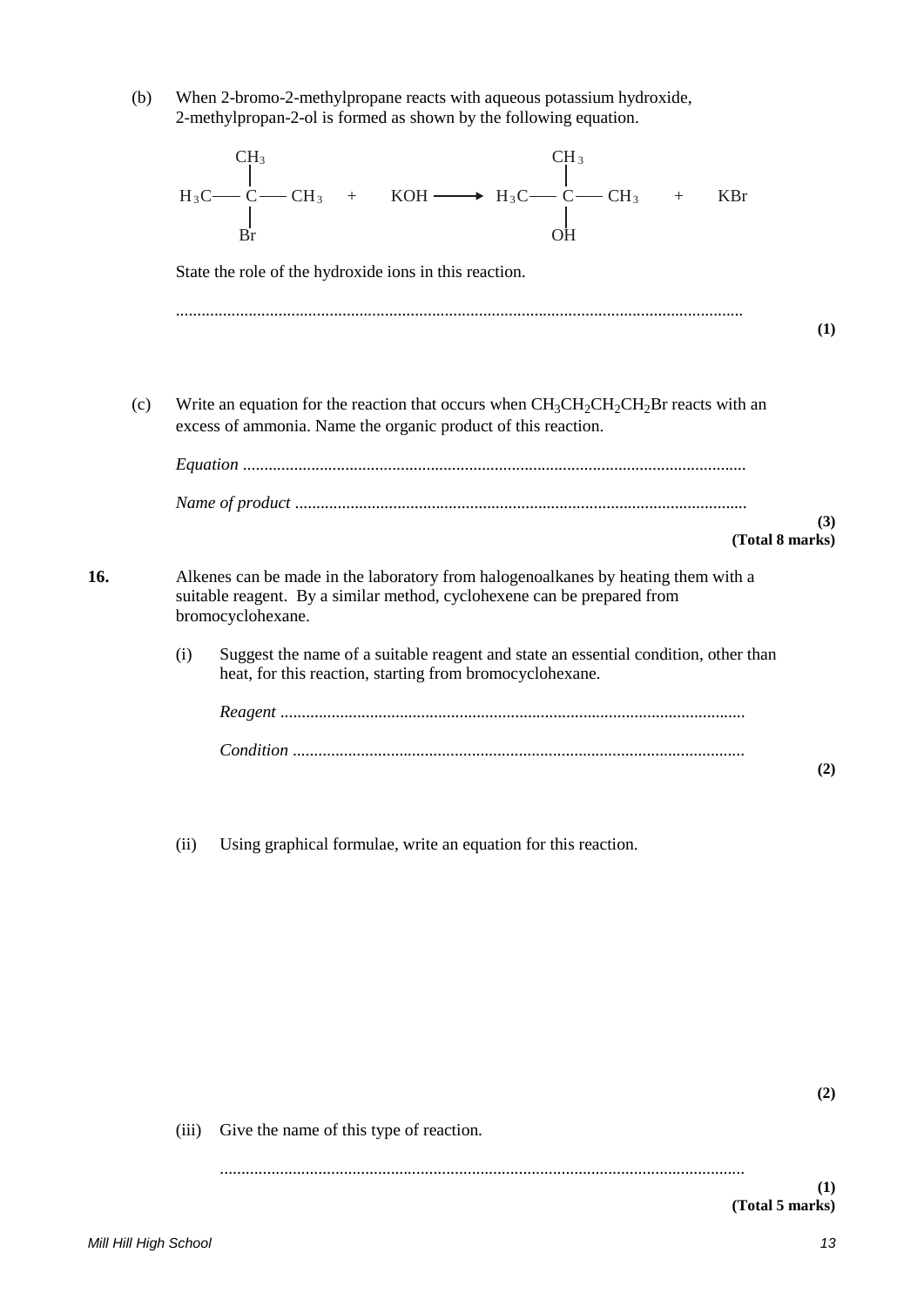(b) When 2-bromo-2-methylpropane reacts with aqueous potassium hydroxide, 2-methylpropan-2-ol is formed as shown by the following equation.

$$H_3C-\overset{\displaystyle CH_3}{\underset{\displaystyle Br}{\overset{|}{\underset{|}{C}}}}-CH_3 \quad + \quad KOH \longrightarrow H_3C-\overset{\displaystyle CH_3}{\underset{\displaystyle OH}{\overset{|}{\underset{|}{C}}}}-CH_3 \quad + \quad KBr$$

State the role of the hydroxide ions in this reaction.

.....................................................................................................................................

**(1)**

(c) Write an equation for the reaction that occurs when $CH_3CH_2CH_2CH_2Br$ reacts with an excess of ammonia. Name the organic product of this reaction.

*Equation* .....................................................................................................................

*Name of product* ..........................................................................................................

**(3)**
**(Total 8 marks)**

**16.** Alkenes can be made in the laboratory from halogenoalkanes by heating them with a suitable reagent. By a similar method, cyclohexene can be prepared from bromocyclohexane.

(i) Suggest the name of a suitable reagent and state an essential condition, other than heat, for this reaction, starting from bromocyclohexane.

*Reagent* ............................................................................................................

*Condition* ..........................................................................................................

**(2)**

(ii) Using graphical formulae, write an equation for this reaction.

**(2)**

(iii) Give the name of this type of reaction.

..........................................................................................................................

**(1)**
**(Total 5 marks)**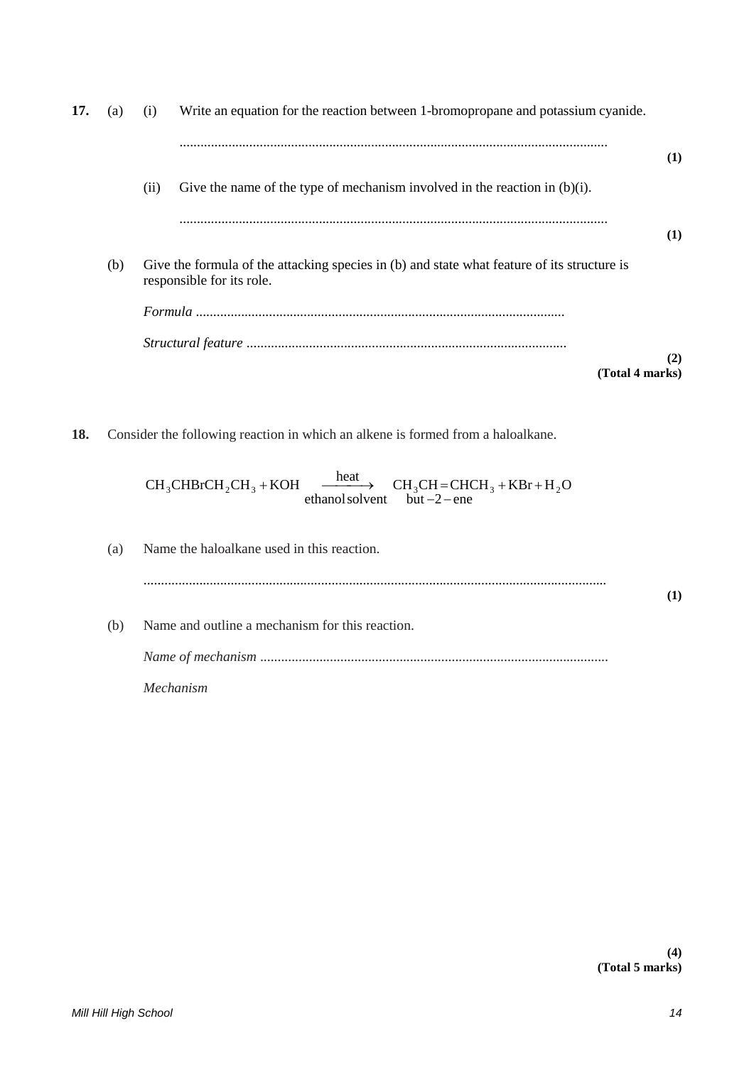**17.** (a) (i) Write an equation for the reaction between 1-bromopropane and potassium cyanide.

..........................................................................................................................

**(1)**

(ii) Give the name of the type of mechanism involved in the reaction in (b)(i).

..........................................................................................................................

**(1)**

(b) Give the formula of the attacking species in (b) and state what feature of its structure is responsible for its role.

*Formula* ..........................................................................................................

*Structural feature* ............................................................................................

**(2)**
**(Total 4 marks)**

**18.** Consider the following reaction in which an alkene is formed from a haloalkane.

$$CH_3CHBrCH_2CH_3 + KOH \xrightarrow[\text{ethanol solvent}]{\text{heat}} \underset{\text{but}-2-\text{ene}}{CH_3CH{=}CHCH_3} + KBr + H_2O$$

(a) Name the haloalkane used in this reaction.

..........................................................................................................................

**(1)**

(b) Name and outline a mechanism for this reaction.

*Name of mechanism* ...................................................................................................

*Mechanism*

**(4)**
**(Total 5 marks)**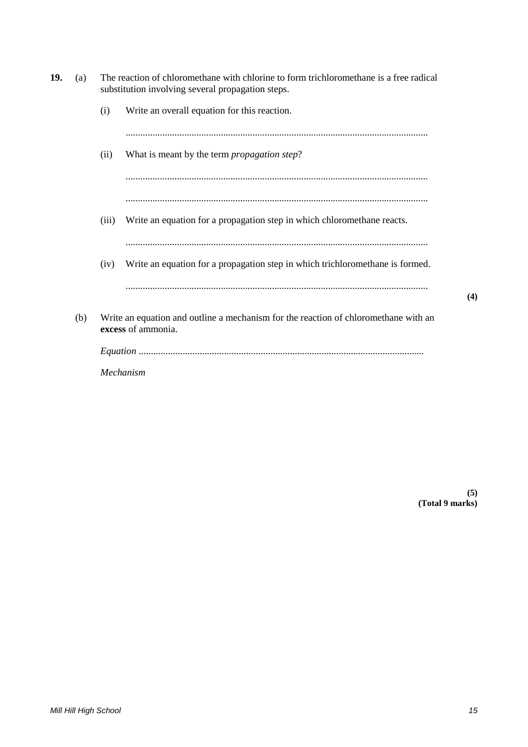**19.** (a) The reaction of chloromethane with chlorine to form trichloromethane is a free radical substitution involving several propagation steps.

(i) Write an overall equation for this reaction.

...........................................................................................................................

(ii) What is meant by the term *propagation step*?

...........................................................................................................................

...........................................................................................................................

(iii) Write an equation for a propagation step in which chloromethane reacts.

...........................................................................................................................

(iv) Write an equation for a propagation step in which trichloromethane is formed.

...........................................................................................................................

**(4)**

(b) Write an equation and outline a mechanism for the reaction of chloromethane with an **excess** of ammonia.

*Equation* ....................................................................................................................

*Mechanism*

**(5)**
**(Total 9 marks)**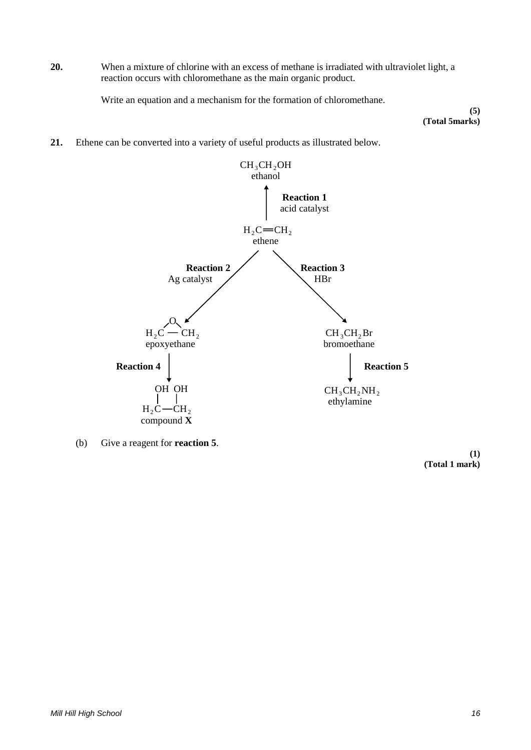**20.** When a mixture of chlorine with an excess of methane is irradiated with ultraviolet light, a reaction occurs with chloromethane as the main organic product.

Write an equation and a mechanism for the formation of chloromethane.

**(5)**
**(Total 5marks)**

**21.** Ethene can be converted into a variety of useful products as illustrated below.

$CH_3CH_2OH$
ethanol

↑ **Reaction 1**
acid catalyst

$H_2C{=}CH_2$
ethene

**Reaction 2** (Ag catalyst): ethene → epoxyethane

**Reaction 3** (HBr): ethene → bromoethane

epoxyethane ($H_2C$—$CH_2$ bridged by O) → **Reaction 4** → compound **X** ($H_2C$(OH)—$CH_2$(OH))

$CH_3CH_2Br$ bromoethane → **Reaction 5** → $CH_3CH_2NH_2$ ethylamine

(b) Give a reagent for **reaction 5**.

**(1)**
**(Total 1 mark)**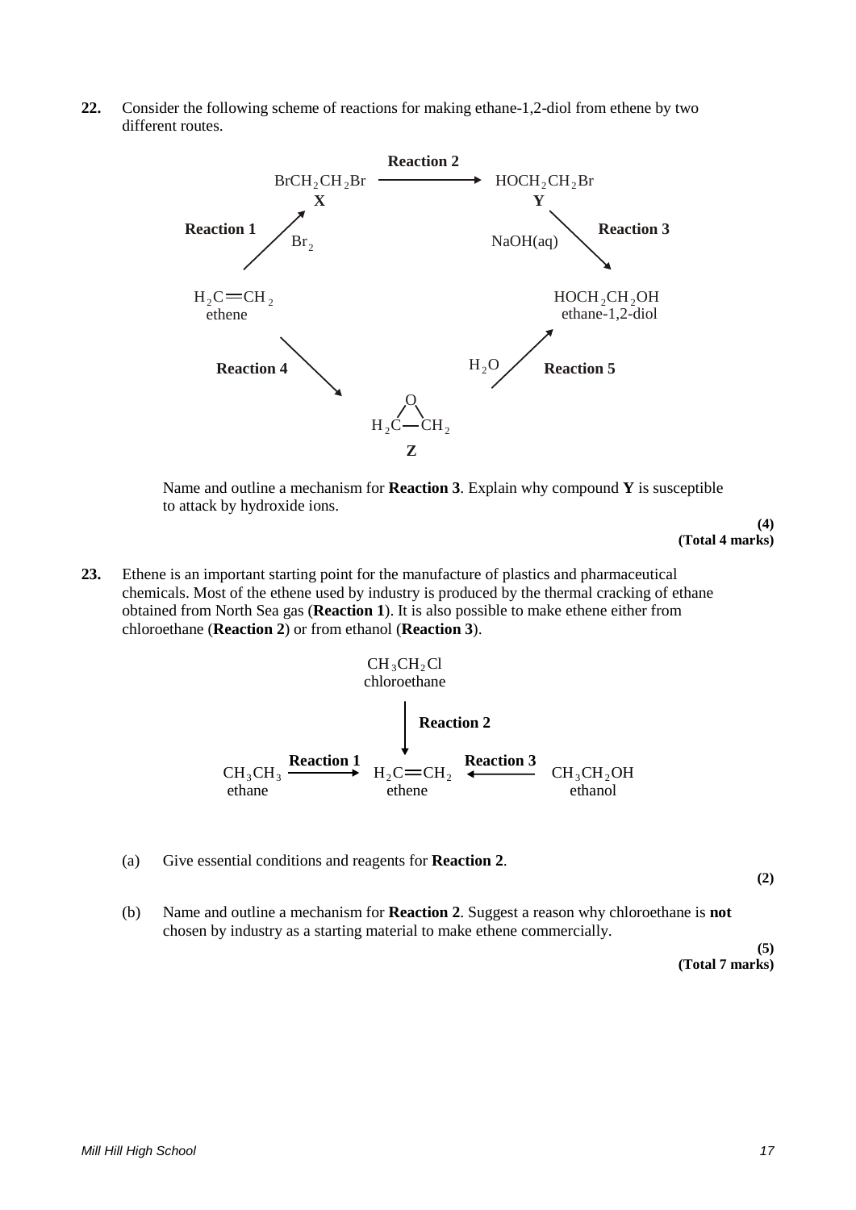**22.** Consider the following scheme of reactions for making ethane-1,2-diol from ethene by two different routes.

$$
\begin{array}{ccccc}
 & & \textbf{Reaction 2} & & \\
 & BrCH_2CH_2Br \; (\textbf{X}) & \longrightarrow & HOCH_2CH_2Br \; (\textbf{Y}) & \\
\textbf{Reaction 1}\; (Br_2) \nearrow & & & & \searrow \textbf{Reaction 3}\; (NaOH(aq)) \\
H_2C{=}CH_2 \text{ (ethene)} & & & & HOCH_2CH_2OH \text{ (ethane-1,2-diol)} \\
\textbf{Reaction 4} \searrow & & & & \nearrow \textbf{Reaction 5}\; (H_2O) \\
 & & \textbf{Z} \text{ (epoxyethane, } H_2C{-}CH_2 \text{ bridged by O)} & &
\end{array}
$$

Name and outline a mechanism for **Reaction 3**. Explain why compound **Y** is susceptible to attack by hydroxide ions.

**(4)**
**(Total 4 marks)**

**23.** Ethene is an important starting point for the manufacture of plastics and pharmaceutical chemicals. Most of the ethene used by industry is produced by the thermal cracking of ethane obtained from North Sea gas (**Reaction 1**). It is also possible to make ethene either from chloroethane (**Reaction 2**) or from ethanol (**Reaction 3**).

$$
\begin{array}{ccccc}
 & & CH_3CH_2Cl \text{ (chloroethane)} & & \\
 & & \downarrow \; \textbf{Reaction 2} & & \\
CH_3CH_3 \text{ (ethane)} & \xrightarrow{\textbf{Reaction 1}} & H_2C{=}CH_2 \text{ (ethene)} & \xleftarrow{\textbf{Reaction 3}} & CH_3CH_2OH \text{ (ethanol)}
\end{array}
$$

(a) Give essential conditions and reagents for **Reaction 2**.

**(2)**

(b) Name and outline a mechanism for **Reaction 2**. Suggest a reason why chloroethane is **not** chosen by industry as a starting material to make ethene commercially.

**(5)**
**(Total 7 marks)**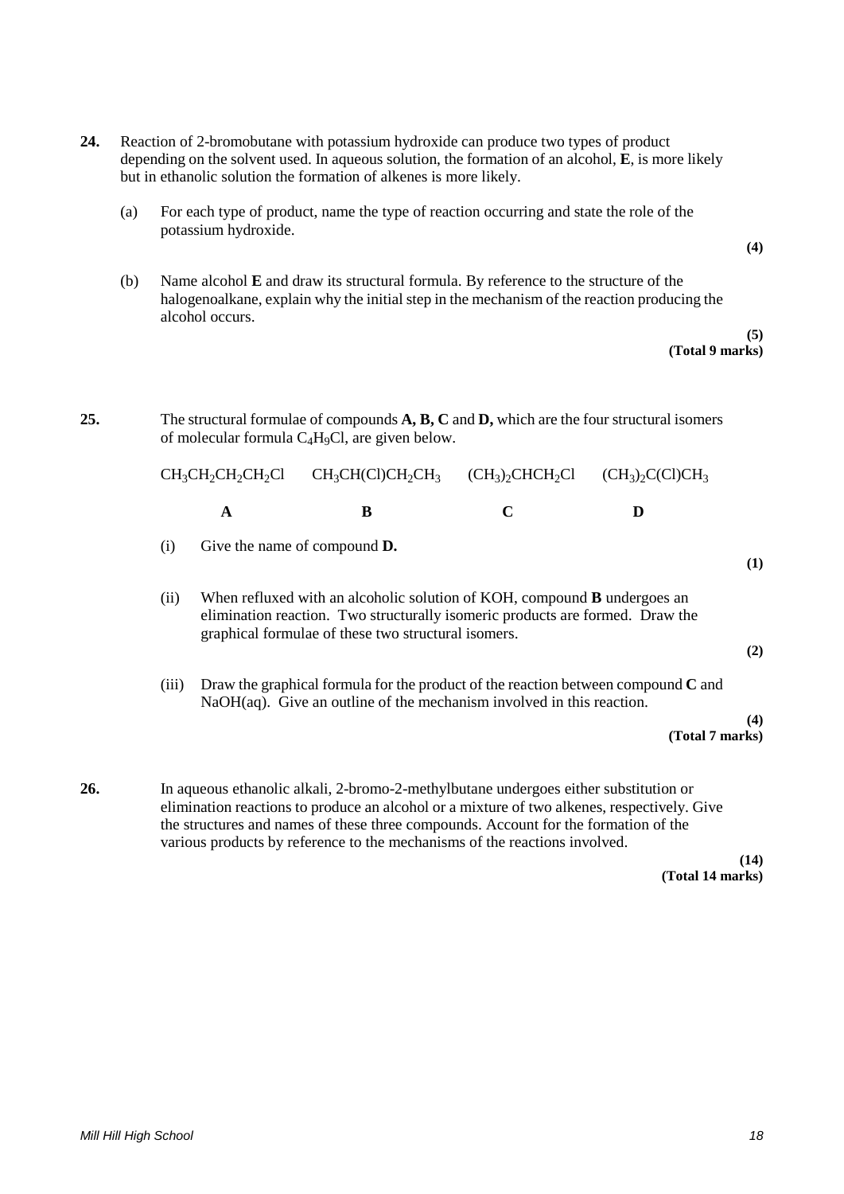**24.** Reaction of 2-bromobutane with potassium hydroxide can produce two types of product depending on the solvent used. In aqueous solution, the formation of an alcohol, **E**, is more likely but in ethanolic solution the formation of alkenes is more likely.

(a) For each type of product, name the type of reaction occurring and state the role of the potassium hydroxide.

**(4)**

(b) Name alcohol **E** and draw its structural formula. By reference to the structure of the halogenoalkane, explain why the initial step in the mechanism of the reaction producing the alcohol occurs.

**(5)**
**(Total 9 marks)**

**25.** The structural formulae of compounds **A, B, C** and **D,** which are the four structural isomers of molecular formula $C_4H_9Cl$, are given below.

| $CH_3CH_2CH_2CH_2Cl$ | $CH_3CH(Cl)CH_2CH_3$ | $(CH_3)_2CHCH_2Cl$ | $(CH_3)_2C(Cl)CH_3$ |
|---|---|---|---|
| **A** | **B** | **C** | **D** |

(i) Give the name of compound **D.**

**(1)**

(ii) When refluxed with an alcoholic solution of KOH, compound **B** undergoes an elimination reaction. Two structurally isomeric products are formed. Draw the graphical formulae of these two structural isomers.

**(2)**

(iii) Draw the graphical formula for the product of the reaction between compound **C** and NaOH(aq). Give an outline of the mechanism involved in this reaction.

**(4)**
**(Total 7 marks)**

**26.** In aqueous ethanolic alkali, 2-bromo-2-methylbutane undergoes either substitution or elimination reactions to produce an alcohol or a mixture of two alkenes, respectively. Give the structures and names of these three compounds. Account for the formation of the various products by reference to the mechanisms of the reactions involved.

**(14)**
**(Total 14 marks)**

*Mill Hill High School*